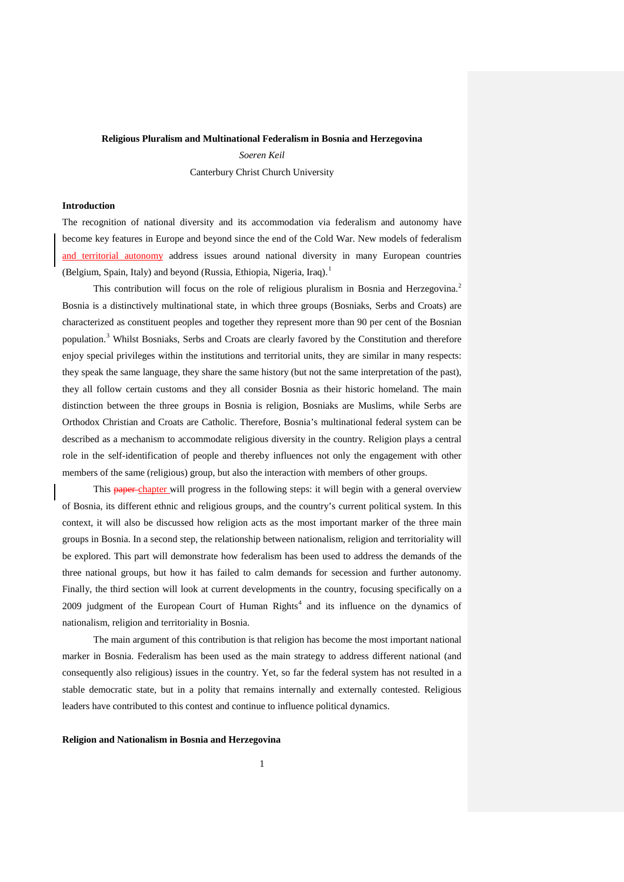**Religious Pluralism and Multinational Federalism in Bosnia and Herzegovina**

*Soeren Keil*

Canterbury Christ Church University

## Introduction

The recognition of national diversity and its accommodation via federalism and autonomy have become key features in Europe and beyond since the end of the Cold War. New models of federalism and territorial autonomy address issues around national diversity in many European countries (Belgium, Spain, Italy) and beyond (Russia, Ethiopia, Nigeria, Iraq).[1]

This contribution will focus on the role of religious pluralism in Bosnia and Herzegovina.[2] Bosnia is a distinctively multinational state, in which three groups (Bosniaks, Serbs and Croats) are characterized as constituent peoples and together they represent more than 90 per cent of the Bosnian population.[3] Whilst Bosniaks, Serbs and Croats are clearly favored by the Constitution and therefore enjoy special privileges within the institutions and territorial units, they are similar in many respects: they speak the same language, they share the same history (but not the same interpretation of the past), they all follow certain customs and they all consider Bosnia as their historic homeland. The main distinction between the three groups in Bosnia is religion, Bosniaks are Muslims, while Serbs are Orthodox Christian and Croats are Catholic. Therefore, Bosnia's multinational federal system can be described as a mechanism to accommodate religious diversity in the country. Religion plays a central role in the self-identification of people and thereby influences not only the engagement with other members of the same (religious) group, but also the interaction with members of other groups.

This chapter will progress in the following steps: it will begin with a general overview of Bosnia, its different ethnic and religious groups, and the country's current political system. In this context, it will also be discussed how religion acts as the most important marker of the three main groups in Bosnia. In a second step, the relationship between nationalism, religion and territoriality will be explored. This part will demonstrate how federalism has been used to address the demands of the three national groups, but how it has failed to calm demands for secession and further autonomy. Finally, the third section will look at current developments in the country, focusing specifically on a 2009 judgment of the European Court of Human Rights[4] and its influence on the dynamics of nationalism, religion and territoriality in Bosnia.

The main argument of this contribution is that religion has become the most important national marker in Bosnia. Federalism has been used as the main strategy to address different national (and consequently also religious) issues in the country. Yet, so far the federal system has not resulted in a stable democratic state, but in a polity that remains internally and externally contested. Religious leaders have contributed to this contest and continue to influence political dynamics.

## Religion and Nationalism in Bosnia and Herzegovina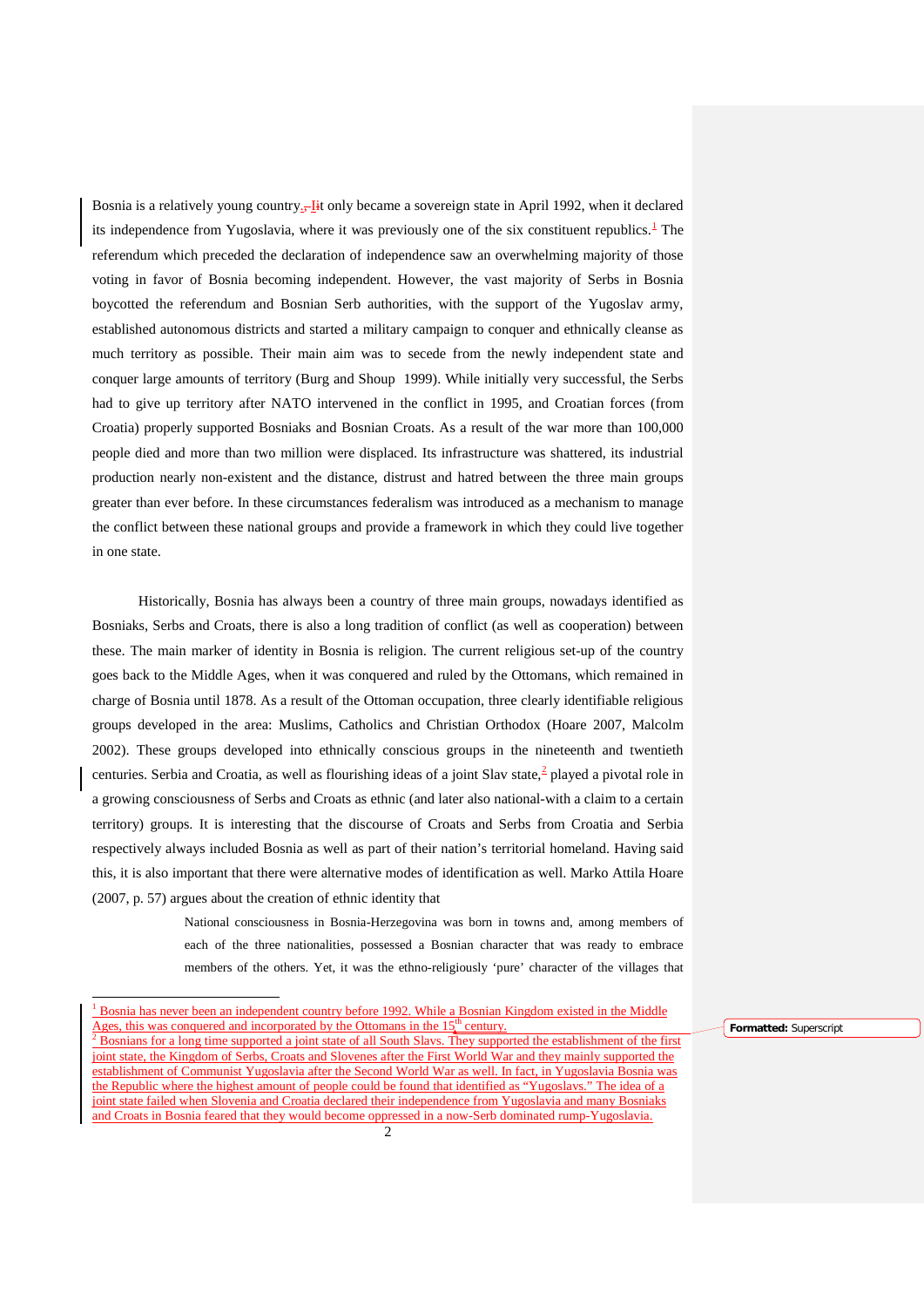Bosnia is a relatively young country. It only became a sovereign state in April 1992, when it declared its independence from Yugoslavia, where it was previously one of the six constituent republics.[1] The referendum which preceded the declaration of independence saw an overwhelming majority of those voting in favor of Bosnia becoming independent. However, the vast majority of Serbs in Bosnia boycotted the referendum and Bosnian Serb authorities, with the support of the Yugoslav army, established autonomous districts and started a military campaign to conquer and ethnically cleanse as much territory as possible. Their main aim was to secede from the newly independent state and conquer large amounts of territory (Burg and Shoup 1999). While initially very successful, the Serbs had to give up territory after NATO intervened in the conflict in 1995, and Croatian forces (from Croatia) properly supported Bosniaks and Bosnian Croats. As a result of the war more than 100,000 people died and more than two million were displaced. Its infrastructure was shattered, its industrial production nearly non-existent and the distance, distrust and hatred between the three main groups greater than ever before. In these circumstances federalism was introduced as a mechanism to manage the conflict between these national groups and provide a framework in which they could live together in one state.

Historically, Bosnia has always been a country of three main groups, nowadays identified as Bosniaks, Serbs and Croats, there is also a long tradition of conflict (as well as cooperation) between these. The main marker of identity in Bosnia is religion. The current religious set-up of the country goes back to the Middle Ages, when it was conquered and ruled by the Ottomans, which remained in charge of Bosnia until 1878. As a result of the Ottoman occupation, three clearly identifiable religious groups developed in the area: Muslims, Catholics and Christian Orthodox (Hoare 2007, Malcolm 2002). These groups developed into ethnically conscious groups in the nineteenth and twentieth centuries. Serbia and Croatia, as well as flourishing ideas of a joint Slav state,[2] played a pivotal role in a growing consciousness of Serbs and Croats as ethnic (and later also national-with a claim to a certain territory) groups. It is interesting that the discourse of Croats and Serbs from Croatia and Serbia respectively always included Bosnia as well as part of their nation's territorial homeland. Having said this, it is also important that there were alternative modes of identification as well. Marko Attila Hoare (2007, p. 57) argues about the creation of ethnic identity that

> National consciousness in Bosnia-Herzegovina was born in towns and, among members of each of the three nationalities, possessed a Bosnian character that was ready to embrace members of the others. Yet, it was the ethno-religiously 'pure' character of the villages that

---

[1] Bosnia has never been an independent country before 1992. While a Bosnian Kingdom existed in the Middle Ages, this was conquered and incorporated by the Ottomans in the 15th century.

[2] Bosnians for a long time supported a joint state of all South Slavs. They supported the establishment of the first joint state, the Kingdom of Serbs, Croats and Slovenes after the First World War and they mainly supported the establishment of Communist Yugoslavia after the Second World War as well. In fact, in Yugoslavia Bosnia was the Republic where the highest amount of people could be found that identified as "Yugoslavs." The idea of a joint state failed when Slovenia and Croatia declared their independence from Yugoslavia and many Bosniaks and Croats in Bosnia feared that they would become oppressed in a now-Serb dominated rump-Yugoslavia.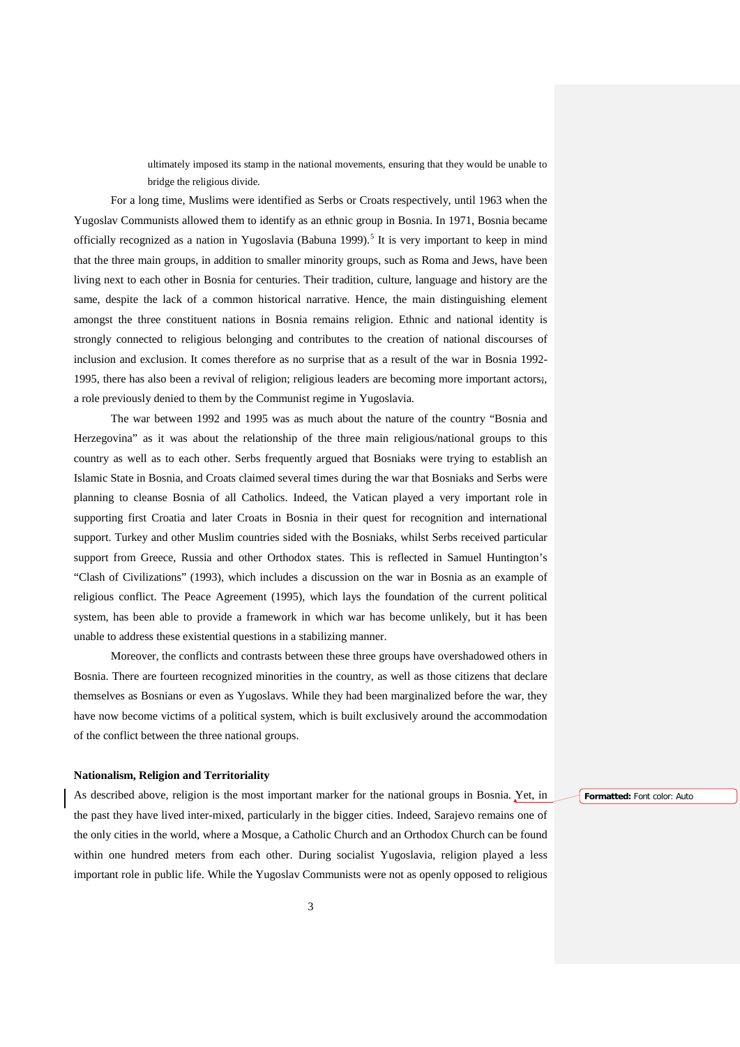ultimately imposed its stamp in the national movements, ensuring that they would be unable to bridge the religious divide.

For a long time, Muslims were identified as Serbs or Croats respectively, until 1963 when the Yugoslav Communists allowed them to identify as an ethnic group in Bosnia. In 1971, Bosnia became officially recognized as a nation in Yugoslavia (Babuna 1999).[5] It is very important to keep in mind that the three main groups, in addition to smaller minority groups, such as Roma and Jews, have been living next to each other in Bosnia for centuries. Their tradition, culture, language and history are the same, despite the lack of a common historical narrative. Hence, the main distinguishing element amongst the three constituent nations in Bosnia remains religion. Ethnic and national identity is strongly connected to religious belonging and contributes to the creation of national discourses of inclusion and exclusion. It comes therefore as no surprise that as a result of the war in Bosnia 1992-1995, there has also been a revival of religion; religious leaders are becoming more important actors;, a role previously denied to them by the Communist regime in Yugoslavia.

The war between 1992 and 1995 was as much about the nature of the country "Bosnia and Herzegovina" as it was about the relationship of the three main religious/national groups to this country as well as to each other. Serbs frequently argued that Bosniaks were trying to establish an Islamic State in Bosnia, and Croats claimed several times during the war that Bosniaks and Serbs were planning to cleanse Bosnia of all Catholics. Indeed, the Vatican played a very important role in supporting first Croatia and later Croats in Bosnia in their quest for recognition and international support. Turkey and other Muslim countries sided with the Bosniaks, whilst Serbs received particular support from Greece, Russia and other Orthodox states. This is reflected in Samuel Huntington's "Clash of Civilizations" (1993), which includes a discussion on the war in Bosnia as an example of religious conflict. The Peace Agreement (1995), which lays the foundation of the current political system, has been able to provide a framework in which war has become unlikely, but it has been unable to address these existential questions in a stabilizing manner.

Moreover, the conflicts and contrasts between these three groups have overshadowed others in Bosnia. There are fourteen recognized minorities in the country, as well as those citizens that declare themselves as Bosnians or even as Yugoslavs. While they had been marginalized before the war, they have now become victims of a political system, which is built exclusively around the accommodation of the conflict between the three national groups.

## Nationalism, Religion and Territoriality

As described above, religion is the most important marker for the national groups in Bosnia. Yet, in the past they have lived inter-mixed, particularly in the bigger cities. Indeed, Sarajevo remains one of the only cities in the world, where a Mosque, a Catholic Church and an Orthodox Church can be found within one hundred meters from each other. During socialist Yugoslavia, religion played a less important role in public life. While the Yugoslav Communists were not as openly opposed to religious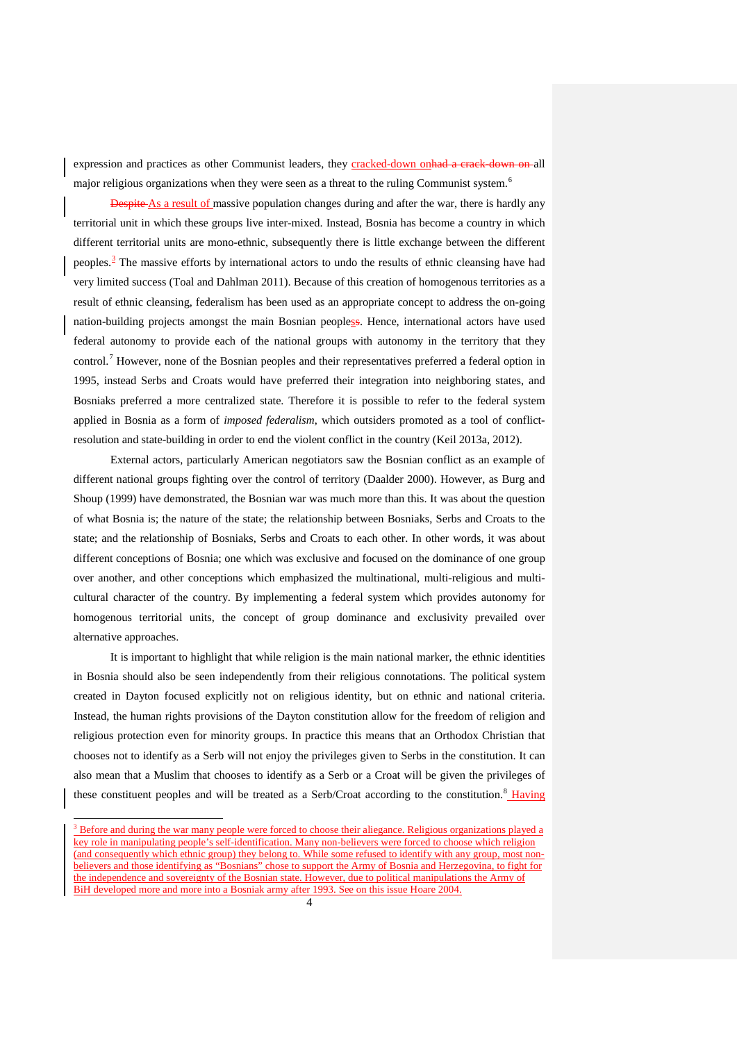expression and practices as other Communist leaders, they cracked-down on all major religious organizations when they were seen as a threat to the ruling Communist system.[6]

As a result of massive population changes during and after the war, there is hardly any territorial unit in which these groups live inter-mixed. Instead, Bosnia has become a country in which different territorial units are mono-ethnic, subsequently there is little exchange between the different peoples.[3] The massive efforts by international actors to undo the results of ethnic cleansing have had very limited success (Toal and Dahlman 2011). Because of this creation of homogenous territories as a result of ethnic cleansing, federalism has been used as an appropriate concept to address the on-going nation-building projects amongst the main Bosnian peoples. Hence, international actors have used federal autonomy to provide each of the national groups with autonomy in the territory that they control.[7] However, none of the Bosnian peoples and their representatives preferred a federal option in 1995, instead Serbs and Croats would have preferred their integration into neighboring states, and Bosniaks preferred a more centralized state. Therefore it is possible to refer to the federal system applied in Bosnia as a form of *imposed federalism*, which outsiders promoted as a tool of conflict-resolution and state-building in order to end the violent conflict in the country (Keil 2013a, 2012).

External actors, particularly American negotiators saw the Bosnian conflict as an example of different national groups fighting over the control of territory (Daalder 2000). However, as Burg and Shoup (1999) have demonstrated, the Bosnian war was much more than this. It was about the question of what Bosnia is; the nature of the state; the relationship between Bosniaks, Serbs and Croats to the state; and the relationship of Bosniaks, Serbs and Croats to each other. In other words, it was about different conceptions of Bosnia; one which was exclusive and focused on the dominance of one group over another, and other conceptions which emphasized the multinational, multi-religious and multi-cultural character of the country. By implementing a federal system which provides autonomy for homogenous territorial units, the concept of group dominance and exclusivity prevailed over alternative approaches.

It is important to highlight that while religion is the main national marker, the ethnic identities in Bosnia should also be seen independently from their religious connotations. The political system created in Dayton focused explicitly not on religious identity, but on ethnic and national criteria. Instead, the human rights provisions of the Dayton constitution allow for the freedom of religion and religious protection even for minority groups. In practice this means that an Orthodox Christian that chooses not to identify as a Serb will not enjoy the privileges given to Serbs in the constitution. It can also mean that a Muslim that chooses to identify as a Serb or a Croat will be given the privileges of these constituent peoples and will be treated as a Serb/Croat according to the constitution.[8] Having

---

[3] Before and during the war many people were forced to choose their aliegance. Religious organizations played a key role in manipulating people's self-identification. Many non-believers were forced to choose which religion (and consequently which ethnic group) they belong to. While some refused to identify with any group, most non-believers and those identifying as "Bosnians" chose to support the Army of Bosnia and Herzegovina, to fight for the independence and sovereignty of the Bosnian state. However, due to political manipulations the Army of BiH developed more and more into a Bosniak army after 1993. See on this issue Hoare 2004.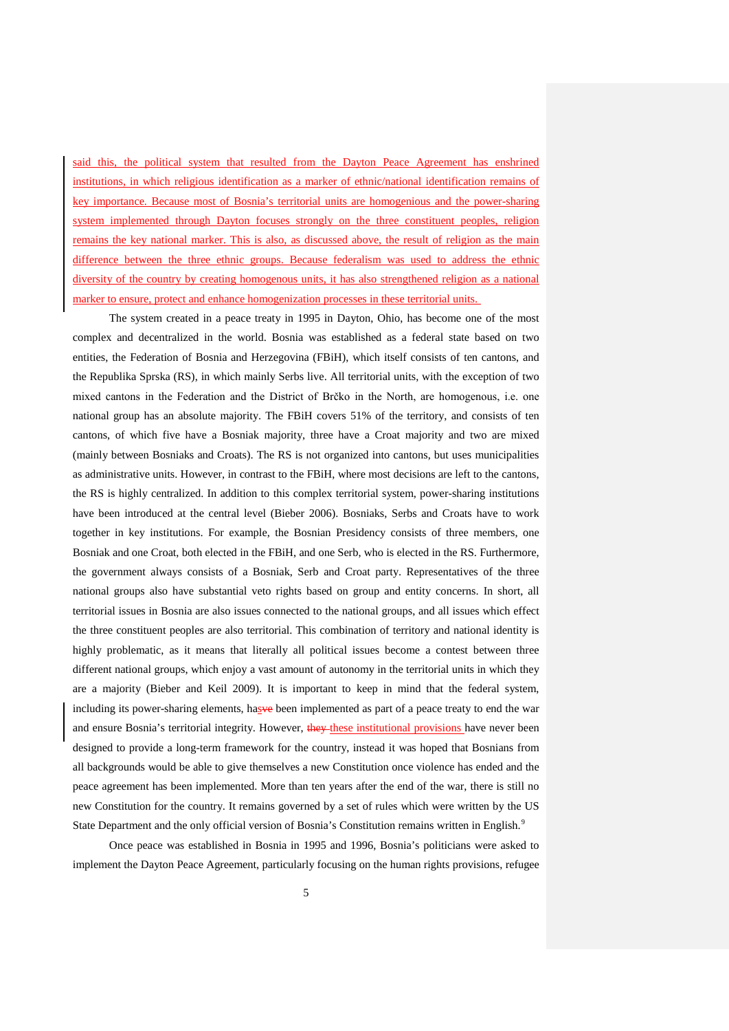said this, the political system that resulted from the Dayton Peace Agreement has enshrined institutions, in which religious identification as a marker of ethnic/national identification remains of key importance. Because most of Bosnia's territorial units are homogenious and the power-sharing system implemented through Dayton focuses strongly on the three constituent peoples, religion remains the key national marker. This is also, as discussed above, the result of religion as the main difference between the three ethnic groups. Because federalism was used to address the ethnic diversity of the country by creating homogenous units, it has also strengthened religion as a national marker to ensure, protect and enhance homogenization processes in these territorial units.

The system created in a peace treaty in 1995 in Dayton, Ohio, has become one of the most complex and decentralized in the world. Bosnia was established as a federal state based on two entities, the Federation of Bosnia and Herzegovina (FBiH), which itself consists of ten cantons, and the Republika Sprska (RS), in which mainly Serbs live. All territorial units, with the exception of two mixed cantons in the Federation and the District of Brčko in the North, are homogenous, i.e. one national group has an absolute majority. The FBiH covers 51% of the territory, and consists of ten cantons, of which five have a Bosniak majority, three have a Croat majority and two are mixed (mainly between Bosniaks and Croats). The RS is not organized into cantons, but uses municipalities as administrative units. However, in contrast to the FBiH, where most decisions are left to the cantons, the RS is highly centralized. In addition to this complex territorial system, power-sharing institutions have been introduced at the central level (Bieber 2006). Bosniaks, Serbs and Croats have to work together in key institutions. For example, the Bosnian Presidency consists of three members, one Bosniak and one Croat, both elected in the FBiH, and one Serb, who is elected in the RS. Furthermore, the government always consists of a Bosniak, Serb and Croat party. Representatives of the three national groups also have substantial veto rights based on group and entity concerns. In short, all territorial issues in Bosnia are also issues connected to the national groups, and all issues which effect the three constituent peoples are also territorial. This combination of territory and national identity is highly problematic, as it means that literally all political issues become a contest between three different national groups, which enjoy a vast amount of autonomy in the territorial units in which they are a majority (Bieber and Keil 2009). It is important to keep in mind that the federal system, including its power-sharing elements, ha~~ve~~s been implemented as part of a peace treaty to end the war and ensure Bosnia's territorial integrity. However, ~~they~~ these institutional provisions have never been designed to provide a long-term framework for the country, instead it was hoped that Bosnians from all backgrounds would be able to give themselves a new Constitution once violence has ended and the peace agreement has been implemented. More than ten years after the end of the war, there is still no new Constitution for the country. It remains governed by a set of rules which were written by the US State Department and the only official version of Bosnia's Constitution remains written in English.[9]

Once peace was established in Bosnia in 1995 and 1996, Bosnia's politicians were asked to implement the Dayton Peace Agreement, particularly focusing on the human rights provisions, refugee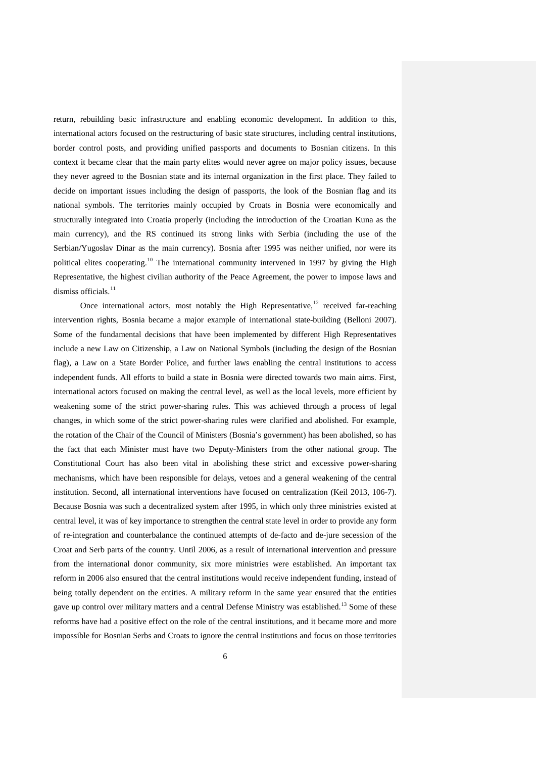return, rebuilding basic infrastructure and enabling economic development. In addition to this, international actors focused on the restructuring of basic state structures, including central institutions, border control posts, and providing unified passports and documents to Bosnian citizens. In this context it became clear that the main party elites would never agree on major policy issues, because they never agreed to the Bosnian state and its internal organization in the first place. They failed to decide on important issues including the design of passports, the look of the Bosnian flag and its national symbols. The territories mainly occupied by Croats in Bosnia were economically and structurally integrated into Croatia properly (including the introduction of the Croatian Kuna as the main currency), and the RS continued its strong links with Serbia (including the use of the Serbian/Yugoslav Dinar as the main currency). Bosnia after 1995 was neither unified, nor were its political elites cooperating.[10] The international community intervened in 1997 by giving the High Representative, the highest civilian authority of the Peace Agreement, the power to impose laws and dismiss officials.[11]

Once international actors, most notably the High Representative,[12] received far-reaching intervention rights, Bosnia became a major example of international state-building (Belloni 2007). Some of the fundamental decisions that have been implemented by different High Representatives include a new Law on Citizenship, a Law on National Symbols (including the design of the Bosnian flag), a Law on a State Border Police, and further laws enabling the central institutions to access independent funds. All efforts to build a state in Bosnia were directed towards two main aims. First, international actors focused on making the central level, as well as the local levels, more efficient by weakening some of the strict power-sharing rules. This was achieved through a process of legal changes, in which some of the strict power-sharing rules were clarified and abolished. For example, the rotation of the Chair of the Council of Ministers (Bosnia's government) has been abolished, so has the fact that each Minister must have two Deputy-Ministers from the other national group. The Constitutional Court has also been vital in abolishing these strict and excessive power-sharing mechanisms, which have been responsible for delays, vetoes and a general weakening of the central institution. Second, all international interventions have focused on centralization (Keil 2013, 106-7). Because Bosnia was such a decentralized system after 1995, in which only three ministries existed at central level, it was of key importance to strengthen the central state level in order to provide any form of re-integration and counterbalance the continued attempts of de-facto and de-jure secession of the Croat and Serb parts of the country. Until 2006, as a result of international intervention and pressure from the international donor community, six more ministries were established. An important tax reform in 2006 also ensured that the central institutions would receive independent funding, instead of being totally dependent on the entities. A military reform in the same year ensured that the entities gave up control over military matters and a central Defense Ministry was established.[13] Some of these reforms have had a positive effect on the role of the central institutions, and it became more and more impossible for Bosnian Serbs and Croats to ignore the central institutions and focus on those territories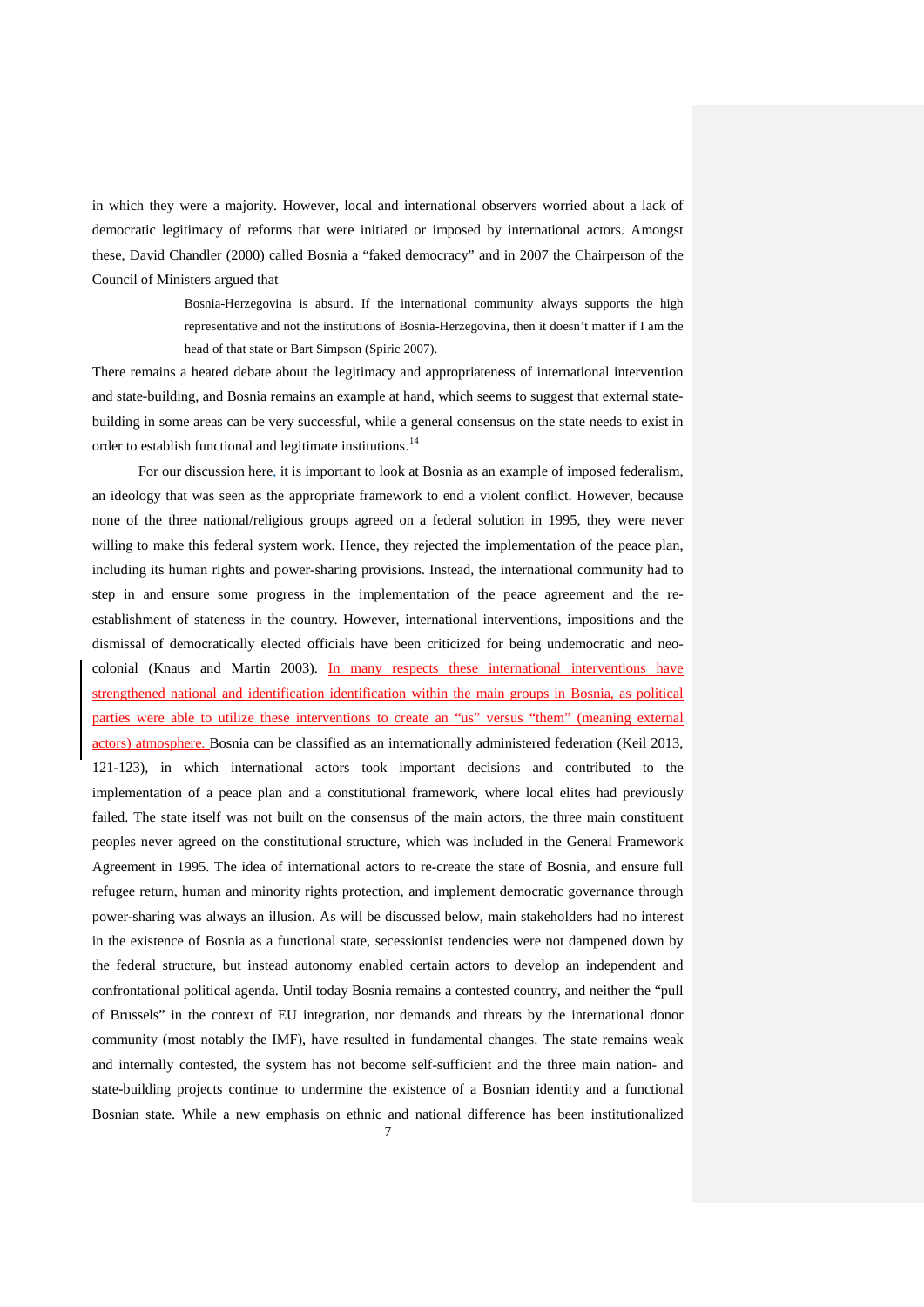in which they were a majority. However, local and international observers worried about a lack of democratic legitimacy of reforms that were initiated or imposed by international actors. Amongst these, David Chandler (2000) called Bosnia a "faked democracy" and in 2007 the Chairperson of the Council of Ministers argued that

> Bosnia-Herzegovina is absurd. If the international community always supports the high representative and not the institutions of Bosnia-Herzegovina, then it doesn't matter if I am the head of that state or Bart Simpson (Spiric 2007).

There remains a heated debate about the legitimacy and appropriateness of international intervention and state-building, and Bosnia remains an example at hand, which seems to suggest that external state-building in some areas can be very successful, while a general consensus on the state needs to exist in order to establish functional and legitimate institutions.[14]

For our discussion here, it is important to look at Bosnia as an example of imposed federalism, an ideology that was seen as the appropriate framework to end a violent conflict. However, because none of the three national/religious groups agreed on a federal solution in 1995, they were never willing to make this federal system work. Hence, they rejected the implementation of the peace plan, including its human rights and power-sharing provisions. Instead, the international community had to step in and ensure some progress in the implementation of the peace agreement and the re-establishment of stateness in the country. However, international interventions, impositions and the dismissal of democratically elected officials have been criticized for being undemocratic and neo-colonial (Knaus and Martin 2003). In many respects these international interventions have strengthened national and identification identification within the main groups in Bosnia, as political parties were able to utilize these interventions to create an "us" versus "them" (meaning external actors) atmosphere. Bosnia can be classified as an internationally administered federation (Keil 2013, 121-123), in which international actors took important decisions and contributed to the implementation of a peace plan and a constitutional framework, where local elites had previously failed. The state itself was not built on the consensus of the main actors, the three main constituent peoples never agreed on the constitutional structure, which was included in the General Framework Agreement in 1995. The idea of international actors to re-create the state of Bosnia, and ensure full refugee return, human and minority rights protection, and implement democratic governance through power-sharing was always an illusion. As will be discussed below, main stakeholders had no interest in the existence of Bosnia as a functional state, secessionist tendencies were not dampened down by the federal structure, but instead autonomy enabled certain actors to develop an independent and confrontational political agenda. Until today Bosnia remains a contested country, and neither the "pull of Brussels" in the context of EU integration, nor demands and threats by the international donor community (most notably the IMF), have resulted in fundamental changes. The state remains weak and internally contested, the system has not become self-sufficient and the three main nation- and state-building projects continue to undermine the existence of a Bosnian identity and a functional Bosnian state. While a new emphasis on ethnic and national difference has been institutionalized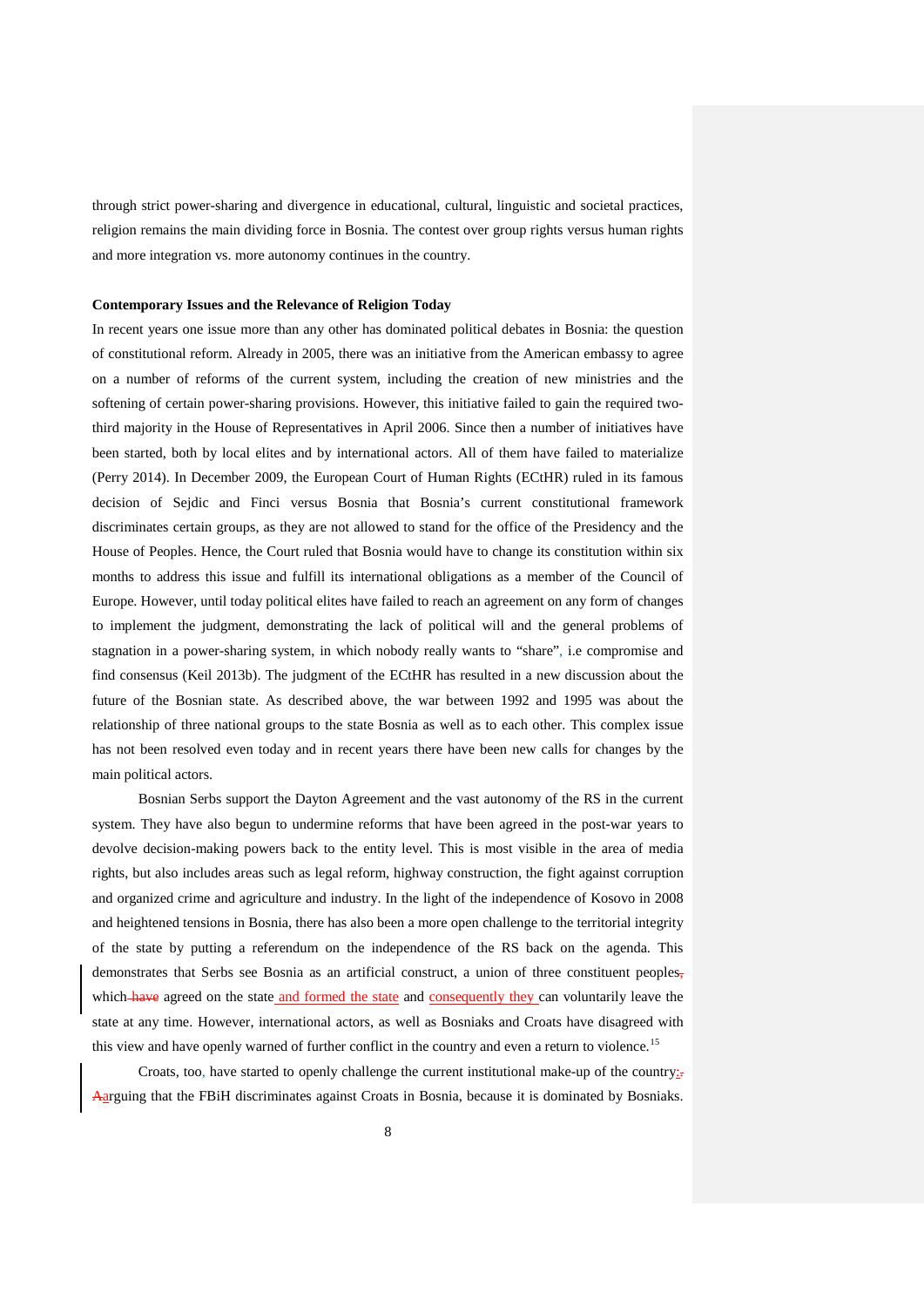through strict power-sharing and divergence in educational, cultural, linguistic and societal practices, religion remains the main dividing force in Bosnia. The contest over group rights versus human rights and more integration vs. more autonomy continues in the country.

**Contemporary Issues and the Relevance of Religion Today**

In recent years one issue more than any other has dominated political debates in Bosnia: the question of constitutional reform. Already in 2005, there was an initiative from the American embassy to agree on a number of reforms of the current system, including the creation of new ministries and the softening of certain power-sharing provisions. However, this initiative failed to gain the required two-third majority in the House of Representatives in April 2006. Since then a number of initiatives have been started, both by local elites and by international actors. All of them have failed to materialize (Perry 2014). In December 2009, the European Court of Human Rights (ECtHR) ruled in its famous decision of Sejdic and Finci versus Bosnia that Bosnia's current constitutional framework discriminates certain groups, as they are not allowed to stand for the office of the Presidency and the House of Peoples. Hence, the Court ruled that Bosnia would have to change its constitution within six months to address this issue and fulfill its international obligations as a member of the Council of Europe. However, until today political elites have failed to reach an agreement on any form of changes to implement the judgment, demonstrating the lack of political will and the general problems of stagnation in a power-sharing system, in which nobody really wants to "share", i.e compromise and find consensus (Keil 2013b). The judgment of the ECtHR has resulted in a new discussion about the future of the Bosnian state. As described above, the war between 1992 and 1995 was about the relationship of three national groups to the state Bosnia as well as to each other. This complex issue has not been resolved even today and in recent years there have been new calls for changes by the main political actors.

Bosnian Serbs support the Dayton Agreement and the vast autonomy of the RS in the current system. They have also begun to undermine reforms that have been agreed in the post-war years to devolve decision-making powers back to the entity level. This is most visible in the area of media rights, but also includes areas such as legal reform, highway construction, the fight against corruption and organized crime and agriculture and industry. In the light of the independence of Kosovo in 2008 and heightened tensions in Bosnia, there has also been a more open challenge to the territorial integrity of the state by putting a referendum on the independence of the RS back on the agenda. This demonstrates that Serbs see Bosnia as an artificial construct, a union of three constituent peoples which agreed on the state and formed the state and consequently they can voluntarily leave the state at any time. However, international actors, as well as Bosniaks and Croats have disagreed with this view and have openly warned of further conflict in the country and even a return to violence.[15]

Croats, too, have started to openly challenge the current institutional make-up of the country: arguing that the FBiH discriminates against Croats in Bosnia, because it is dominated by Bosniaks.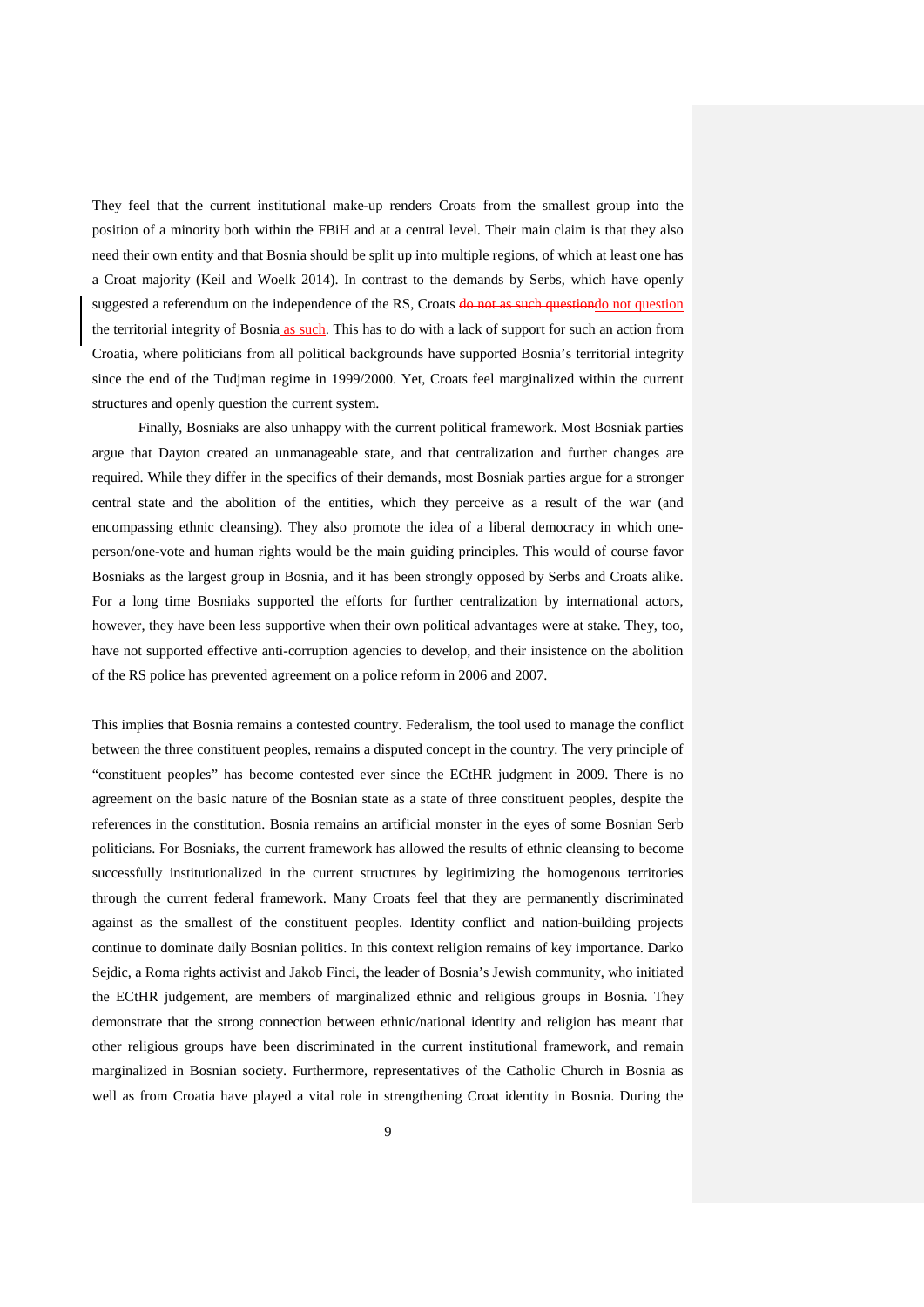They feel that the current institutional make-up renders Croats from the smallest group into the position of a minority both within the FBiH and at a central level. Their main claim is that they also need their own entity and that Bosnia should be split up into multiple regions, of which at least one has a Croat majority (Keil and Woelk 2014). In contrast to the demands by Serbs, which have openly suggested a referendum on the independence of the RS, Croats do not question the territorial integrity of Bosnia as such. This has to do with a lack of support for such an action from Croatia, where politicians from all political backgrounds have supported Bosnia's territorial integrity since the end of the Tudjman regime in 1999/2000. Yet, Croats feel marginalized within the current structures and openly question the current system.

Finally, Bosniaks are also unhappy with the current political framework. Most Bosniak parties argue that Dayton created an unmanageable state, and that centralization and further changes are required. While they differ in the specifics of their demands, most Bosniak parties argue for a stronger central state and the abolition of the entities, which they perceive as a result of the war (and encompassing ethnic cleansing). They also promote the idea of a liberal democracy in which one-person/one-vote and human rights would be the main guiding principles. This would of course favor Bosniaks as the largest group in Bosnia, and it has been strongly opposed by Serbs and Croats alike. For a long time Bosniaks supported the efforts for further centralization by international actors, however, they have been less supportive when their own political advantages were at stake. They, too, have not supported effective anti-corruption agencies to develop, and their insistence on the abolition of the RS police has prevented agreement on a police reform in 2006 and 2007.

This implies that Bosnia remains a contested country. Federalism, the tool used to manage the conflict between the three constituent peoples, remains a disputed concept in the country. The very principle of "constituent peoples" has become contested ever since the ECtHR judgment in 2009. There is no agreement on the basic nature of the Bosnian state as a state of three constituent peoples, despite the references in the constitution. Bosnia remains an artificial monster in the eyes of some Bosnian Serb politicians. For Bosniaks, the current framework has allowed the results of ethnic cleansing to become successfully institutionalized in the current structures by legitimizing the homogenous territories through the current federal framework. Many Croats feel that they are permanently discriminated against as the smallest of the constituent peoples. Identity conflict and nation-building projects continue to dominate daily Bosnian politics. In this context religion remains of key importance. Darko Sejdic, a Roma rights activist and Jakob Finci, the leader of Bosnia's Jewish community, who initiated the ECtHR judgement, are members of marginalized ethnic and religious groups in Bosnia. They demonstrate that the strong connection between ethnic/national identity and religion has meant that other religious groups have been discriminated in the current institutional framework, and remain marginalized in Bosnian society. Furthermore, representatives of the Catholic Church in Bosnia as well as from Croatia have played a vital role in strengthening Croat identity in Bosnia. During the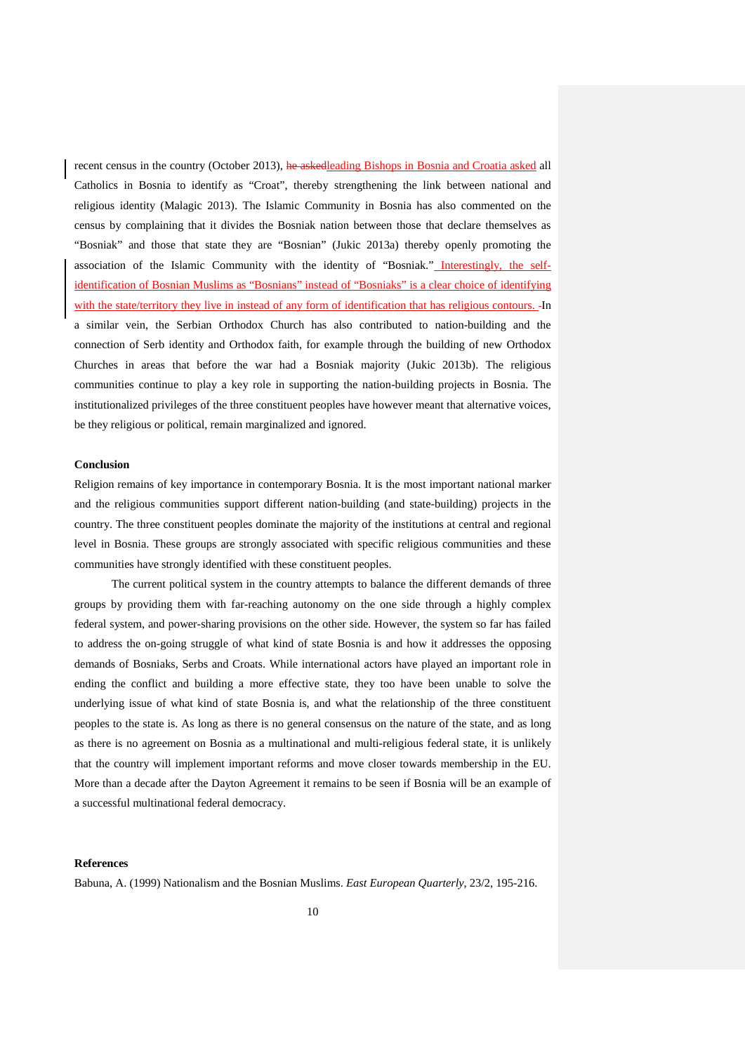recent census in the country (October 2013), ~~he asked~~leading Bishops in Bosnia and Croatia asked all Catholics in Bosnia to identify as "Croat", thereby strengthening the link between national and religious identity (Malagic 2013). The Islamic Community in Bosnia has also commented on the census by complaining that it divides the Bosniak nation between those that declare themselves as "Bosniak" and those that state they are "Bosnian" (Jukic 2013a) thereby openly promoting the association of the Islamic Community with the identity of "Bosniak." Interestingly, the self-identification of Bosnian Muslims as "Bosnians" instead of "Bosniaks" is a clear choice of identifying with the state/territory they live in instead of any form of identification that has religious contours. In a similar vein, the Serbian Orthodox Church has also contributed to nation-building and the connection of Serb identity and Orthodox faith, for example through the building of new Orthodox Churches in areas that before the war had a Bosniak majority (Jukic 2013b). The religious communities continue to play a key role in supporting the nation-building projects in Bosnia. The institutionalized privileges of the three constituent peoples have however meant that alternative voices, be they religious or political, remain marginalized and ignored.

**Conclusion**

Religion remains of key importance in contemporary Bosnia. It is the most important national marker and the religious communities support different nation-building (and state-building) projects in the country. The three constituent peoples dominate the majority of the institutions at central and regional level in Bosnia. These groups are strongly associated with specific religious communities and these communities have strongly identified with these constituent peoples.

The current political system in the country attempts to balance the different demands of three groups by providing them with far-reaching autonomy on the one side through a highly complex federal system, and power-sharing provisions on the other side. However, the system so far has failed to address the on-going struggle of what kind of state Bosnia is and how it addresses the opposing demands of Bosniaks, Serbs and Croats. While international actors have played an important role in ending the conflict and building a more effective state, they too have been unable to solve the underlying issue of what kind of state Bosnia is, and what the relationship of the three constituent peoples to the state is. As long as there is no general consensus on the nature of the state, and as long as there is no agreement on Bosnia as a multinational and multi-religious federal state, it is unlikely that the country will implement important reforms and move closer towards membership in the EU. More than a decade after the Dayton Agreement it remains to be seen if Bosnia will be an example of a successful multinational federal democracy.

**References**

Babuna, A. (1999) Nationalism and the Bosnian Muslims. *East European Quarterly*, 23/2, 195-216.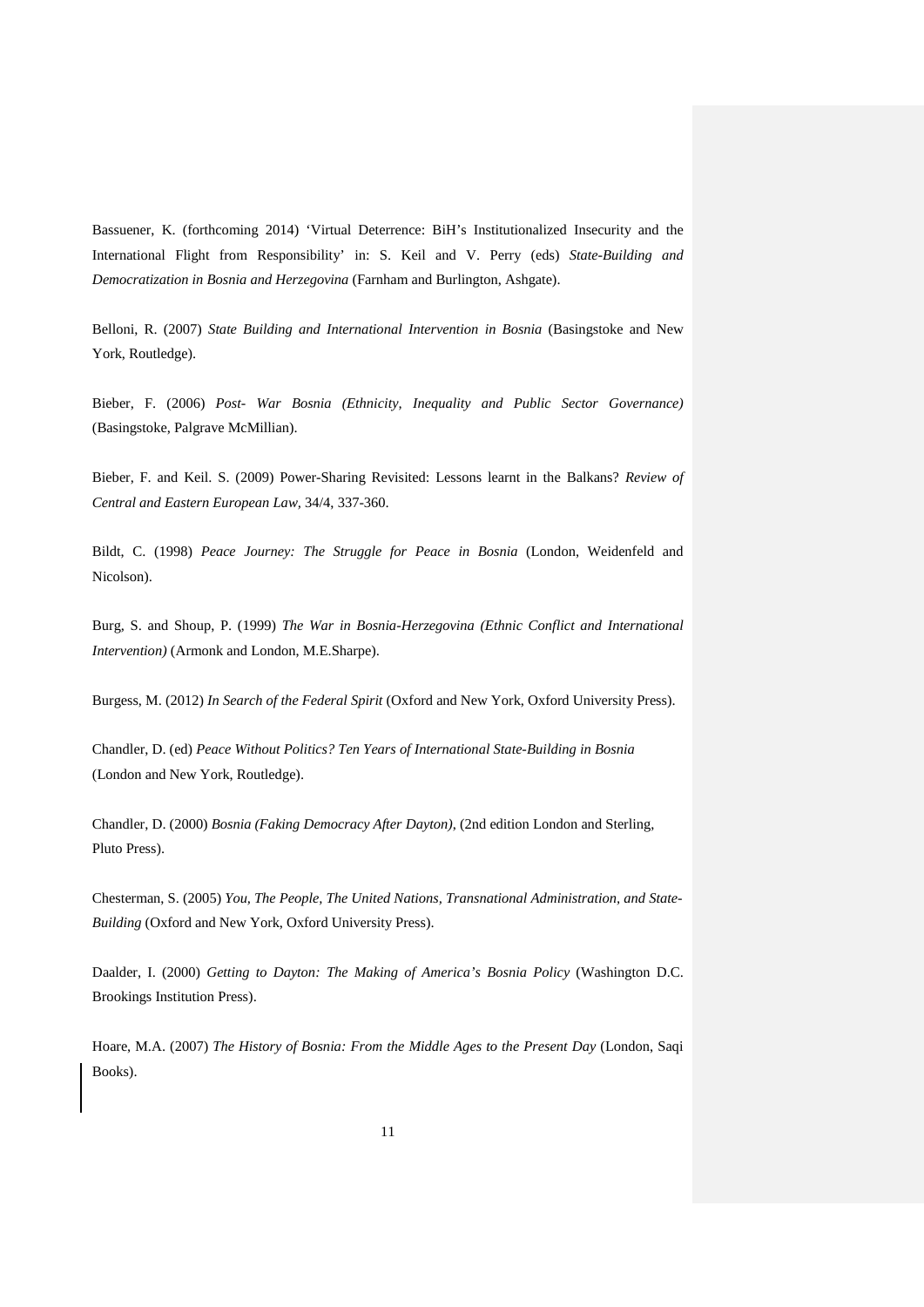Bassuener, K. (forthcoming 2014) 'Virtual Deterrence: BiH's Institutionalized Insecurity and the International Flight from Responsibility' in: S. Keil and V. Perry (eds) *State-Building and Democratization in Bosnia and Herzegovina* (Farnham and Burlington, Ashgate).

Belloni, R. (2007) *State Building and International Intervention in Bosnia* (Basingstoke and New York, Routledge).

Bieber, F. (2006) *Post- War Bosnia (Ethnicity, Inequality and Public Sector Governance)* (Basingstoke, Palgrave McMillian).

Bieber, F. and Keil. S. (2009) Power-Sharing Revisited: Lessons learnt in the Balkans? *Review of Central and Eastern European Law*, 34/4, 337-360.

Bildt, C. (1998) *Peace Journey: The Struggle for Peace in Bosnia* (London, Weidenfeld and Nicolson).

Burg, S. and Shoup, P. (1999) *The War in Bosnia-Herzegovina (Ethnic Conflict and International Intervention)* (Armonk and London, M.E.Sharpe).

Burgess, M. (2012) *In Search of the Federal Spirit* (Oxford and New York, Oxford University Press).

Chandler, D. (ed) *Peace Without Politics? Ten Years of International State-Building in Bosnia* (London and New York, Routledge).

Chandler, D. (2000) *Bosnia (Faking Democracy After Dayton)*, (2nd edition London and Sterling, Pluto Press).

Chesterman, S. (2005) *You, The People, The United Nations, Transnational Administration, and State-Building* (Oxford and New York, Oxford University Press).

Daalder, I. (2000) *Getting to Dayton: The Making of America's Bosnia Policy* (Washington D.C. Brookings Institution Press).

Hoare, M.A. (2007) *The History of Bosnia: From the Middle Ages to the Present Day* (London, Saqi Books).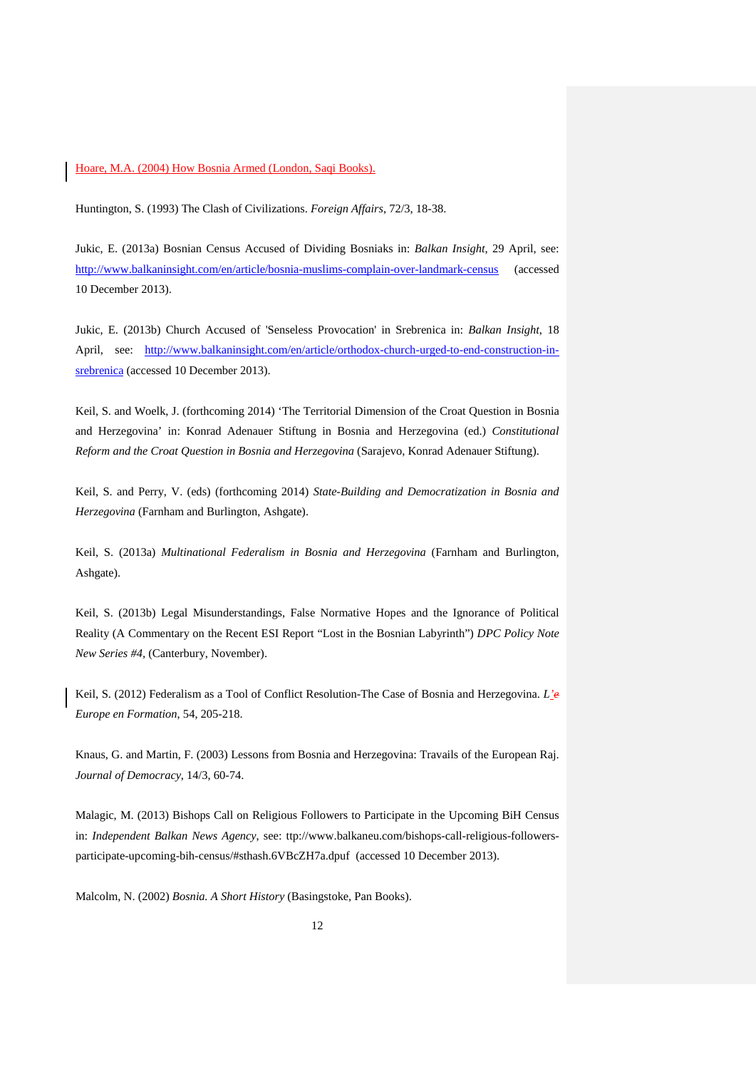Hoare, M.A. (2004) How Bosnia Armed (London, Saqi Books).

Huntington, S. (1993) The Clash of Civilizations. *Foreign Affairs*, 72/3, 18-38.

Jukic, E. (2013a) Bosnian Census Accused of Dividing Bosniaks in: *Balkan Insight*, 29 April, see: http://www.balkaninsight.com/en/article/bosnia-muslims-complain-over-landmark-census (accessed 10 December 2013).

Jukic, E. (2013b) Church Accused of 'Senseless Provocation' in Srebrenica in: *Balkan Insight*, 18 April, see: http://www.balkaninsight.com/en/article/orthodox-church-urged-to-end-construction-in-srebrenica (accessed 10 December 2013).

Keil, S. and Woelk, J. (forthcoming 2014) 'The Territorial Dimension of the Croat Question in Bosnia and Herzegovina' in: Konrad Adenauer Stiftung in Bosnia and Herzegovina (ed.) *Constitutional Reform and the Croat Question in Bosnia and Herzegovina* (Sarajevo, Konrad Adenauer Stiftung).

Keil, S. and Perry, V. (eds) (forthcoming 2014) *State-Building and Democratization in Bosnia and Herzegovina* (Farnham and Burlington, Ashgate).

Keil, S. (2013a) *Multinational Federalism in Bosnia and Herzegovina* (Farnham and Burlington, Ashgate).

Keil, S. (2013b) Legal Misunderstandings, False Normative Hopes and the Ignorance of Political Reality (A Commentary on the Recent ESI Report "Lost in the Bosnian Labyrinth") *DPC Policy Note New Series #4*, (Canterbury, November).

Keil, S. (2012) Federalism as a Tool of Conflict Resolution-The Case of Bosnia and Herzegovina. *L'Europe en Formation*, 54, 205-218.

Knaus, G. and Martin, F. (2003) Lessons from Bosnia and Herzegovina: Travails of the European Raj. *Journal of Democracy*, 14/3, 60-74.

Malagic, M. (2013) Bishops Call on Religious Followers to Participate in the Upcoming BiH Census in: *Independent Balkan News Agency*, see: ttp://www.balkaneu.com/bishops-call-religious-followers-participate-upcoming-bih-census/#sthash.6VBcZH7a.dpuf (accessed 10 December 2013).

Malcolm, N. (2002) *Bosnia. A Short History* (Basingstoke, Pan Books).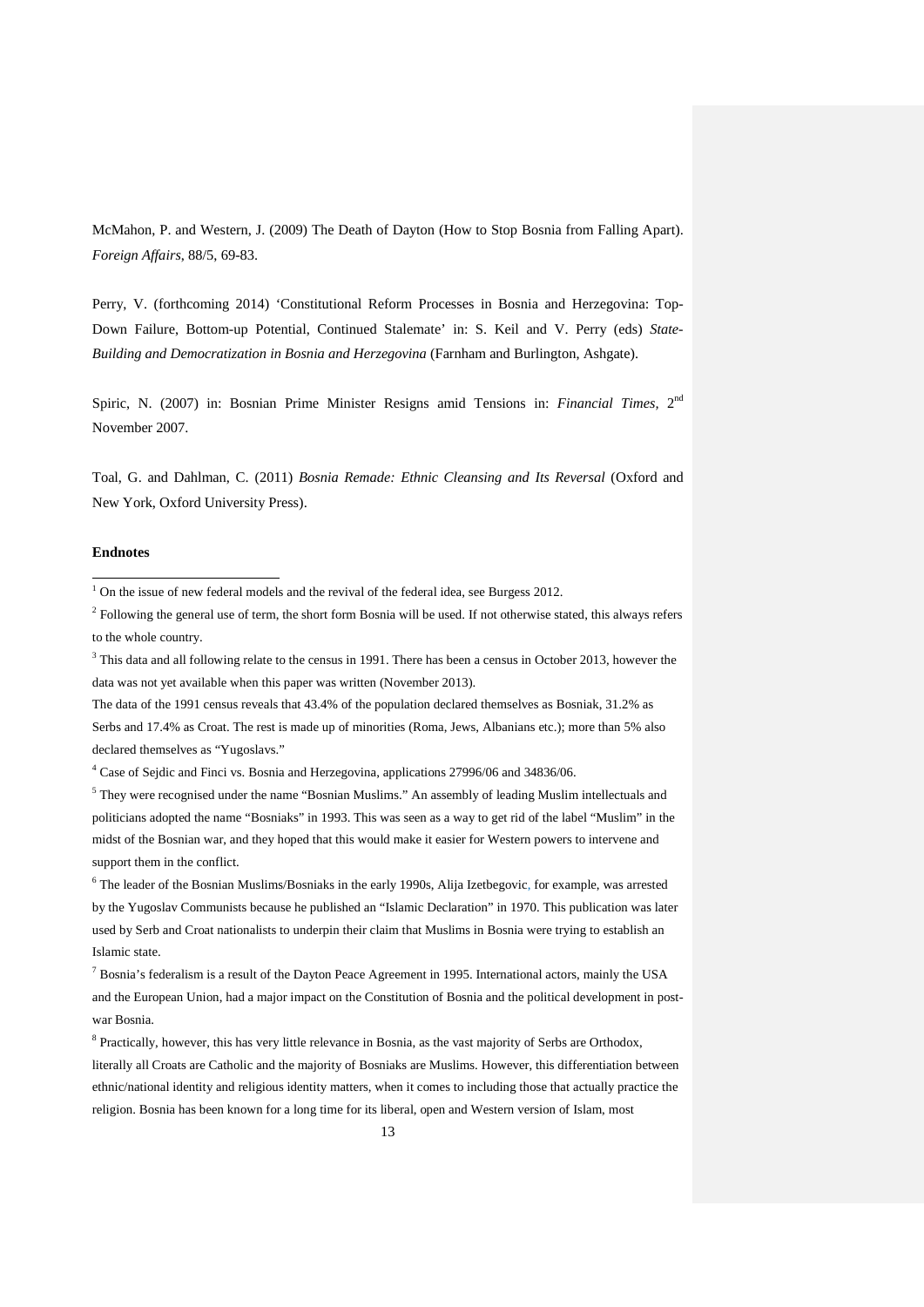McMahon, P. and Western, J. (2009) The Death of Dayton (How to Stop Bosnia from Falling Apart). *Foreign Affairs*, 88/5, 69-83.

Perry, V. (forthcoming 2014) 'Constitutional Reform Processes in Bosnia and Herzegovina: Top-Down Failure, Bottom-up Potential, Continued Stalemate' in: S. Keil and V. Perry (eds) *State-Building and Democratization in Bosnia and Herzegovina* (Farnham and Burlington, Ashgate).

Spiric, N. (2007) in: Bosnian Prime Minister Resigns amid Tensions in: *Financial Times*, 2nd November 2007.

Toal, G. and Dahlman, C. (2011) *Bosnia Remade: Ethnic Cleansing and Its Reversal* (Oxford and New York, Oxford University Press).

**Endnotes**

[1] On the issue of new federal models and the revival of the federal idea, see Burgess 2012.

[2] Following the general use of term, the short form Bosnia will be used. If not otherwise stated, this always refers to the whole country.

[3] This data and all following relate to the census in 1991. There has been a census in October 2013, however the data was not yet available when this paper was written (November 2013).

The data of the 1991 census reveals that 43.4% of the population declared themselves as Bosniak, 31.2% as Serbs and 17.4% as Croat. The rest is made up of minorities (Roma, Jews, Albanians etc.); more than 5% also declared themselves as "Yugoslavs."

[4] Case of Sejdic and Finci vs. Bosnia and Herzegovina, applications 27996/06 and 34836/06.

[5] They were recognised under the name "Bosnian Muslims." An assembly of leading Muslim intellectuals and politicians adopted the name "Bosniaks" in 1993. This was seen as a way to get rid of the label "Muslim" in the midst of the Bosnian war, and they hoped that this would make it easier for Western powers to intervene and support them in the conflict.

[6] The leader of the Bosnian Muslims/Bosniaks in the early 1990s, Alija Izetbegovic, for example, was arrested by the Yugoslav Communists because he published an "Islamic Declaration" in 1970. This publication was later used by Serb and Croat nationalists to underpin their claim that Muslims in Bosnia were trying to establish an Islamic state.

[7] Bosnia's federalism is a result of the Dayton Peace Agreement in 1995. International actors, mainly the USA and the European Union, had a major impact on the Constitution of Bosnia and the political development in post-war Bosnia.

[8] Practically, however, this has very little relevance in Bosnia, as the vast majority of Serbs are Orthodox, literally all Croats are Catholic and the majority of Bosniaks are Muslims. However, this differentiation between ethnic/national identity and religious identity matters, when it comes to including those that actually practice the religion. Bosnia has been known for a long time for its liberal, open and Western version of Islam, most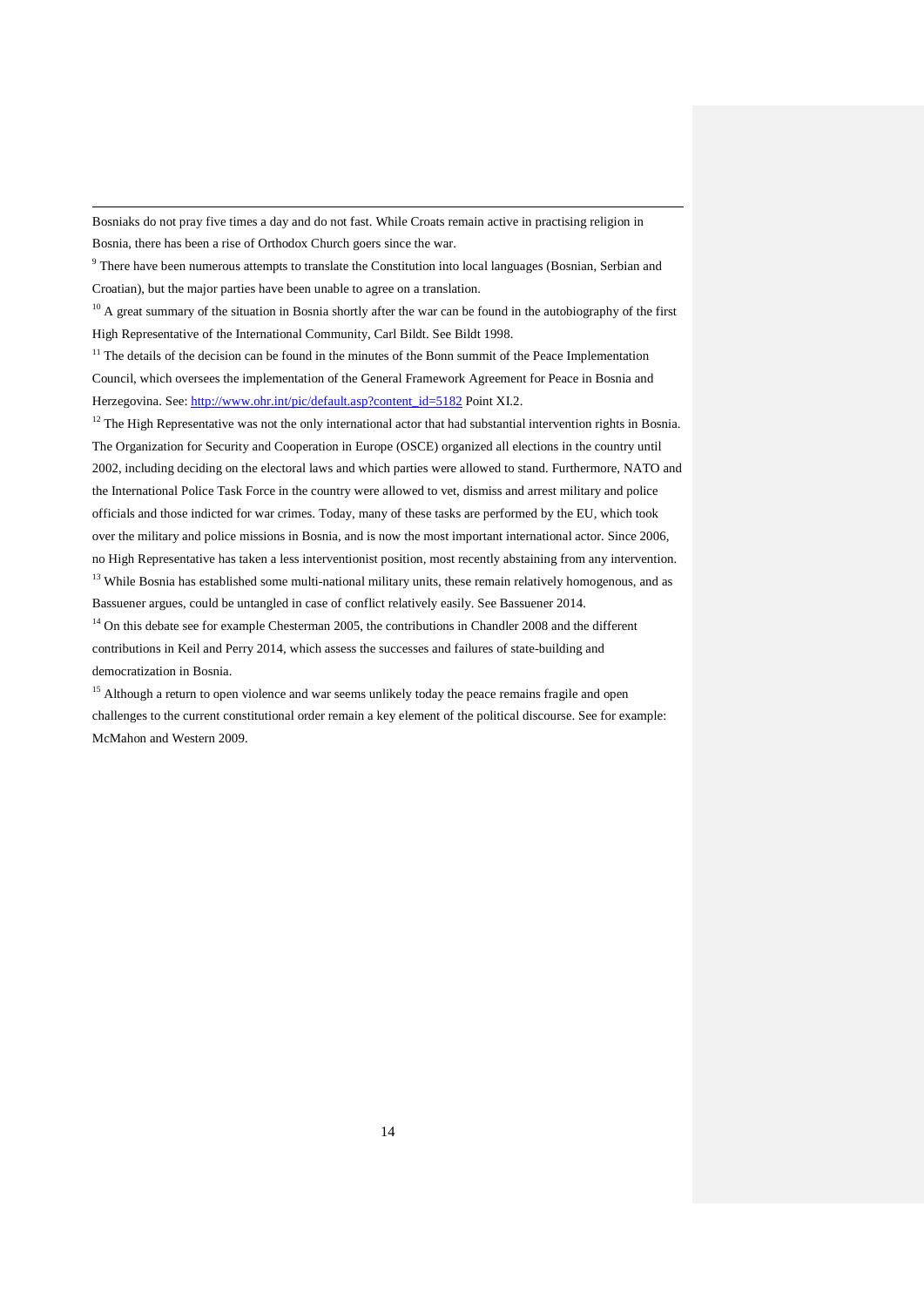Bosniaks do not pray five times a day and do not fast. While Croats remain active in practising religion in Bosnia, there has been a rise of Orthodox Church goers since the war.

[9] There have been numerous attempts to translate the Constitution into local languages (Bosnian, Serbian and Croatian), but the major parties have been unable to agree on a translation.

[10] A great summary of the situation in Bosnia shortly after the war can be found in the autobiography of the first High Representative of the International Community, Carl Bildt. See Bildt 1998.

[11] The details of the decision can be found in the minutes of the Bonn summit of the Peace Implementation Council, which oversees the implementation of the General Framework Agreement for Peace in Bosnia and Herzegovina. See: [http://www.ohr.int/pic/default.asp?content_id=5182](http://www.ohr.int/pic/default.asp?content_id=5182) Point XI.2.

[12] The High Representative was not the only international actor that had substantial intervention rights in Bosnia. The Organization for Security and Cooperation in Europe (OSCE) organized all elections in the country until 2002, including deciding on the electoral laws and which parties were allowed to stand. Furthermore, NATO and the International Police Task Force in the country were allowed to vet, dismiss and arrest military and police officials and those indicted for war crimes. Today, many of these tasks are performed by the EU, which took over the military and police missions in Bosnia, and is now the most important international actor. Since 2006, no High Representative has taken a less interventionist position, most recently abstaining from any intervention.

[13] While Bosnia has established some multi-national military units, these remain relatively homogenous, and as Bassuener argues, could be untangled in case of conflict relatively easily. See Bassuener 2014.

[14] On this debate see for example Chesterman 2005, the contributions in Chandler 2008 and the different contributions in Keil and Perry 2014, which assess the successes and failures of state-building and democratization in Bosnia.

[15] Although a return to open violence and war seems unlikely today the peace remains fragile and open challenges to the current constitutional order remain a key element of the political discourse. See for example: McMahon and Western 2009.